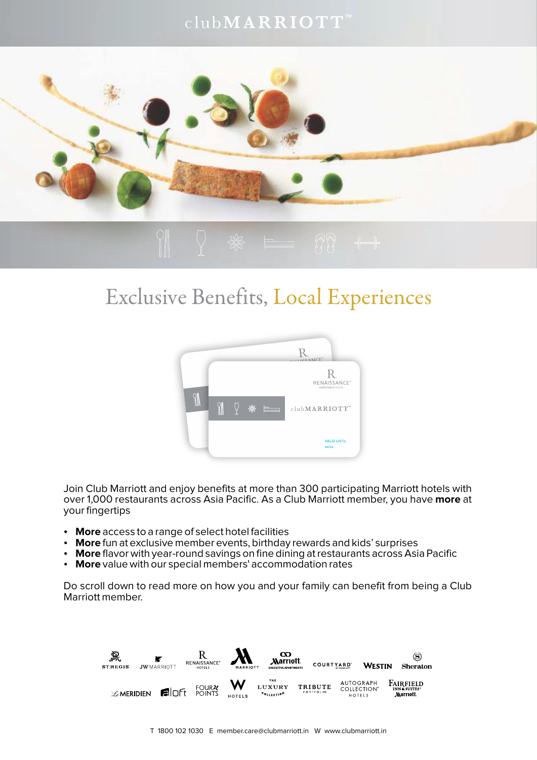clubMARRIOTT™

# Exclusive Benefits, Local Experiences

Join Club Marriott and enjoy benefits at more than 300 participating Marriott hotels with over 1,000 restaurants across Asia Pacific. As a Club Marriott member, you have **more** at your fingertips

- **More** access to a range of select hotel facilities
- **More** fun at exclusive member events, birthday rewards and kids' surprises
- **More** flavor with year-round savings on fine dining at restaurants across Asia Pacific
- **More** value with our special members' accommodation rates

Do scroll down to read more on how you and your family can benefit from being a Club Marriott member.

ST REGIS · JW MARRIOTT · RENAISSANCE HOTELS · MARRIOTT · Marriott EXECUTIVE APARTMENTS · COURTYARD · WESTIN · Sheraton · LE MERIDIEN · aloft · FOUR POINTS · W HOTELS · THE LUXURY COLLECTION · TRIBUTE PORTFOLIO · AUTOGRAPH COLLECTION HOTELS · FAIRFIELD INN & SUITES Marriott

T 1800 102 1030 E member.care@clubmarriott.in W www.clubmarriott.in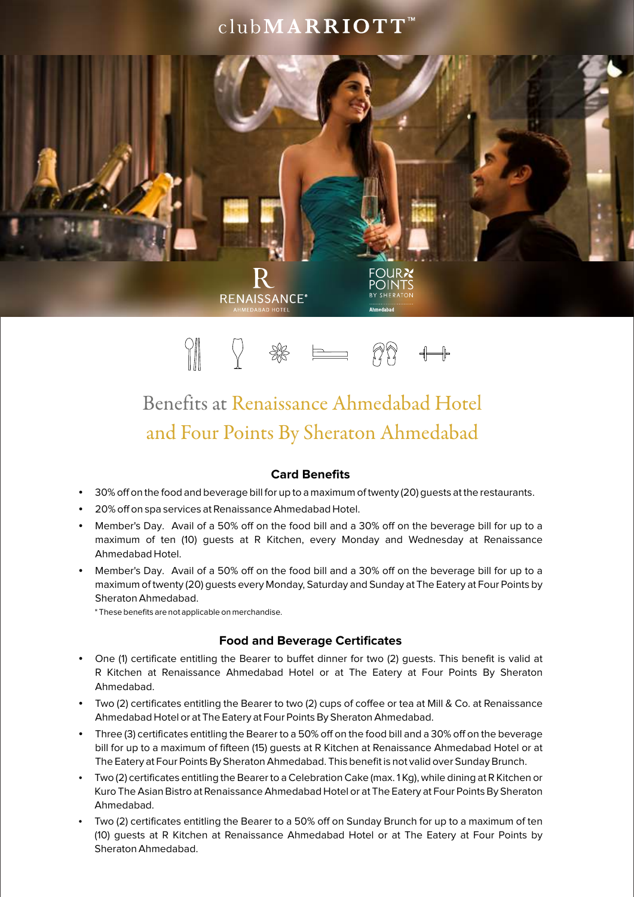clubMARRIOTT™

# Benefits at Renaissance Ahmedabad Hotel and Four Points By Sheraton Ahmedabad

### Card Benefits

- 30% off on the food and beverage bill for up to a maximum of twenty (20) guests at the restaurants.
- 20% off on spa services at Renaissance Ahmedabad Hotel.
- Member's Day. Avail of a 50% off on the food bill and a 30% off on the beverage bill for up to a maximum of ten (10) guests at R Kitchen, every Monday and Wednesday at Renaissance Ahmedabad Hotel.
- Member's Day. Avail of a 50% off on the food bill and a 30% off on the beverage bill for up to a maximum of twenty (20) guests every Monday, Saturday and Sunday at The Eatery at Four Points by Sheraton Ahmedabad.

\* These benefits are not applicable on merchandise.

### Food and Beverage Certificates

- One (1) certificate entitling the Bearer to buffet dinner for two (2) guests. This benefit is valid at R Kitchen at Renaissance Ahmedabad Hotel or at The Eatery at Four Points By Sheraton Ahmedabad.
- Two (2) certificates entitling the Bearer to two (2) cups of coffee or tea at Mill & Co. at Renaissance Ahmedabad Hotel or at The Eatery at Four Points By Sheraton Ahmedabad.
- Three (3) certificates entitling the Bearer to a 50% off on the food bill and a 30% off on the beverage bill for up to a maximum of fifteen (15) guests at R Kitchen at Renaissance Ahmedabad Hotel or at The Eatery at Four Points By Sheraton Ahmedabad. This benefit is not valid over Sunday Brunch.
- Two (2) certificates entitling the Bearer to a Celebration Cake (max. 1 Kg), while dining at R Kitchen or Kuro The Asian Bistro at Renaissance Ahmedabad Hotel or at The Eatery at Four Points By Sheraton Ahmedabad.
- Two (2) certificates entitling the Bearer to a 50% off on Sunday Brunch for up to a maximum of ten (10) guests at R Kitchen at Renaissance Ahmedabad Hotel or at The Eatery at Four Points by Sheraton Ahmedabad.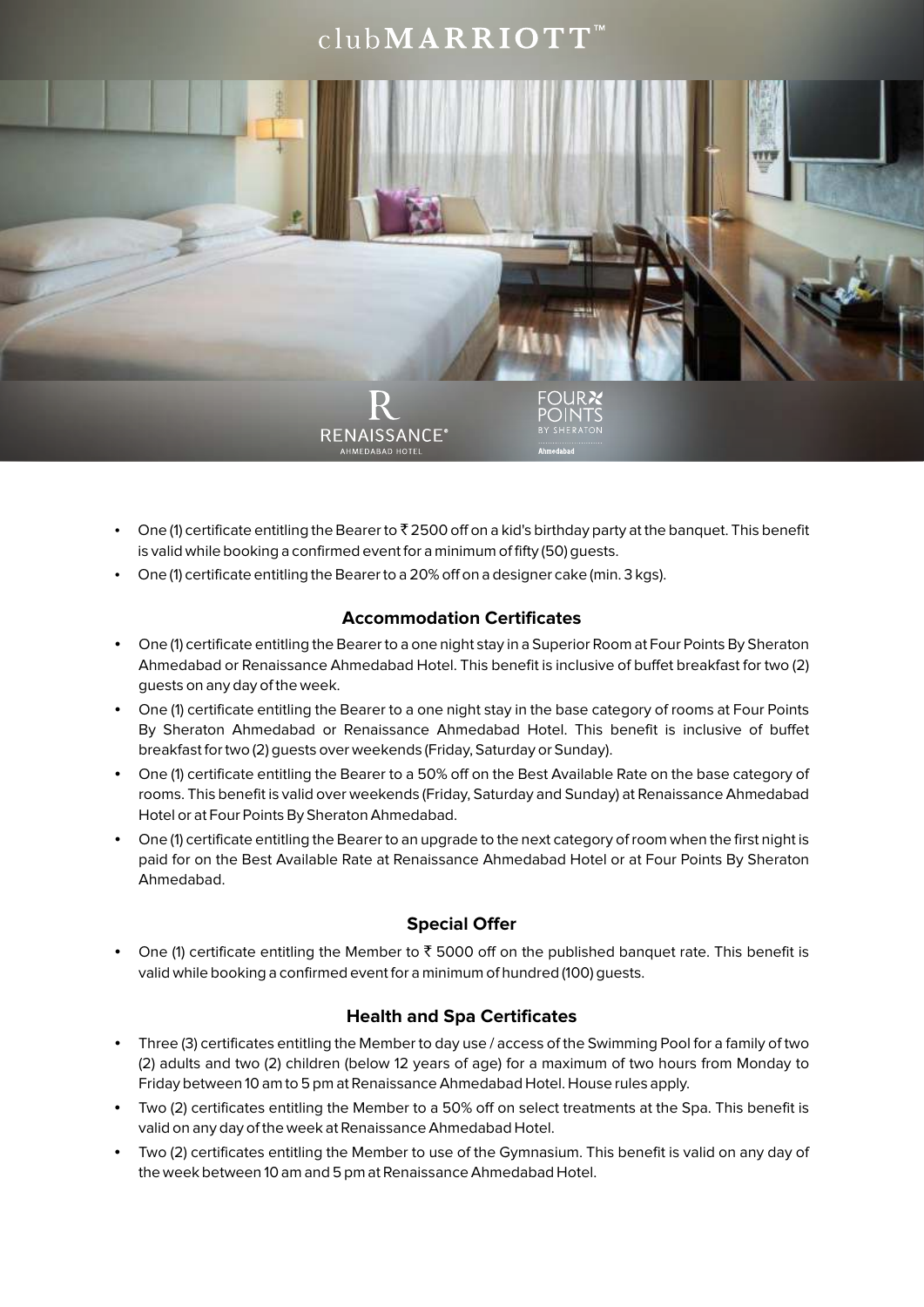# clubMARRIOTT™

- One (1) certificate entitling the Bearer to ₹ 2500 off on a kid's birthday party at the banquet. This benefit is valid while booking a confirmed event for a minimum of fifty (50) guests.
- One (1) certificate entitling the Bearer to a 20% off on a designer cake (min. 3 kgs).

### Accommodation Certificates

- One (1) certificate entitling the Bearer to a one night stay in a Superior Room at Four Points By Sheraton Ahmedabad or Renaissance Ahmedabad Hotel. This benefit is inclusive of buffet breakfast for two (2) guests on any day of the week.
- One (1) certificate entitling the Bearer to a one night stay in the base category of rooms at Four Points By Sheraton Ahmedabad or Renaissance Ahmedabad Hotel. This benefit is inclusive of buffet breakfast for two (2) guests over weekends (Friday, Saturday or Sunday).
- One (1) certificate entitling the Bearer to a 50% off on the Best Available Rate on the base category of rooms. This benefit is valid over weekends (Friday, Saturday and Sunday) at Renaissance Ahmedabad Hotel or at Four Points By Sheraton Ahmedabad.
- One (1) certificate entitling the Bearer to an upgrade to the next category of room when the first night is paid for on the Best Available Rate at Renaissance Ahmedabad Hotel or at Four Points By Sheraton Ahmedabad.

### Special Offer

- One (1) certificate entitling the Member to ₹ 5000 off on the published banquet rate. This benefit is valid while booking a confirmed event for a minimum of hundred (100) guests.

### Health and Spa Certificates

- Three (3) certificates entitling the Member to day use / access of the Swimming Pool for a family of two (2) adults and two (2) children (below 12 years of age) for a maximum of two hours from Monday to Friday between 10 am to 5 pm at Renaissance Ahmedabad Hotel. House rules apply.
- Two (2) certificates entitling the Member to a 50% off on select treatments at the Spa. This benefit is valid on any day of the week at Renaissance Ahmedabad Hotel.
- Two (2) certificates entitling the Member to use of the Gymnasium. This benefit is valid on any day of the week between 10 am and 5 pm at Renaissance Ahmedabad Hotel.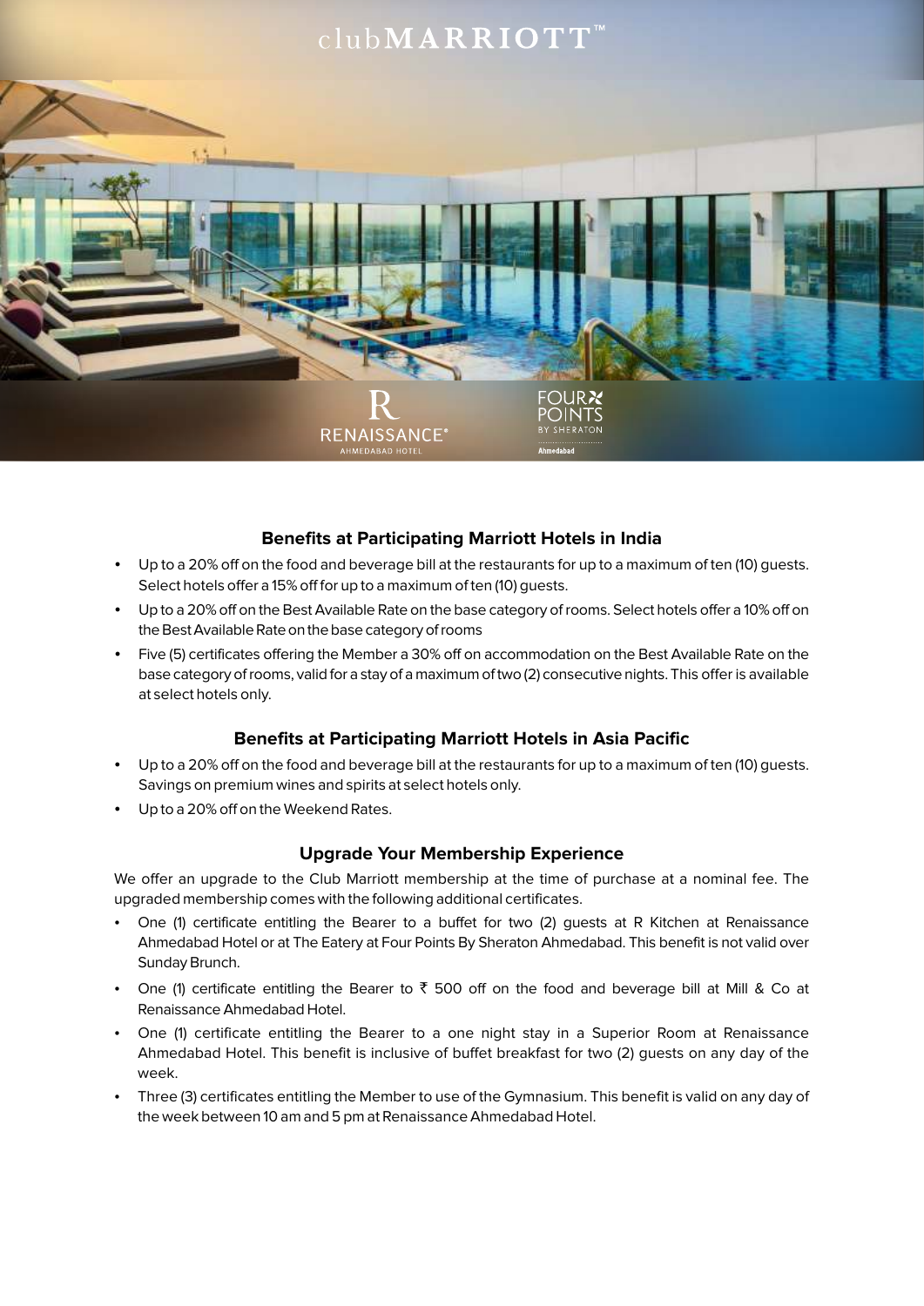clubMARRIOTT™

RENAISSANCE® AHMEDABAD HOTEL

FOUR POINTS BY SHERATON Ahmedabad

### Benefits at Participating Marriott Hotels in India

- Up to a 20% off on the food and beverage bill at the restaurants for up to a maximum of ten (10) guests. Select hotels offer a 15% off for up to a maximum of ten (10) guests.
- Up to a 20% off on the Best Available Rate on the base category of rooms. Select hotels offer a 10% off on the Best Available Rate on the base category of rooms
- Five (5) certificates offering the Member a 30% off on accommodation on the Best Available Rate on the base category of rooms, valid for a stay of a maximum of two (2) consecutive nights. This offer is available at select hotels only.

### Benefits at Participating Marriott Hotels in Asia Pacific

- Up to a 20% off on the food and beverage bill at the restaurants for up to a maximum of ten (10) guests. Savings on premium wines and spirits at select hotels only.
- Up to a 20% off on the Weekend Rates.

### Upgrade Your Membership Experience

We offer an upgrade to the Club Marriott membership at the time of purchase at a nominal fee. The upgraded membership comes with the following additional certificates.

- One (1) certificate entitling the Bearer to a buffet for two (2) guests at R Kitchen at Renaissance Ahmedabad Hotel or at The Eatery at Four Points By Sheraton Ahmedabad. This benefit is not valid over Sunday Brunch.
- One (1) certificate entitling the Bearer to ₹ 500 off on the food and beverage bill at Mill & Co at Renaissance Ahmedabad Hotel.
- One (1) certificate entitling the Bearer to a one night stay in a Superior Room at Renaissance Ahmedabad Hotel. This benefit is inclusive of buffet breakfast for two (2) guests on any day of the week.
- Three (3) certificates entitling the Member to use of the Gymnasium. This benefit is valid on any day of the week between 10 am and 5 pm at Renaissance Ahmedabad Hotel.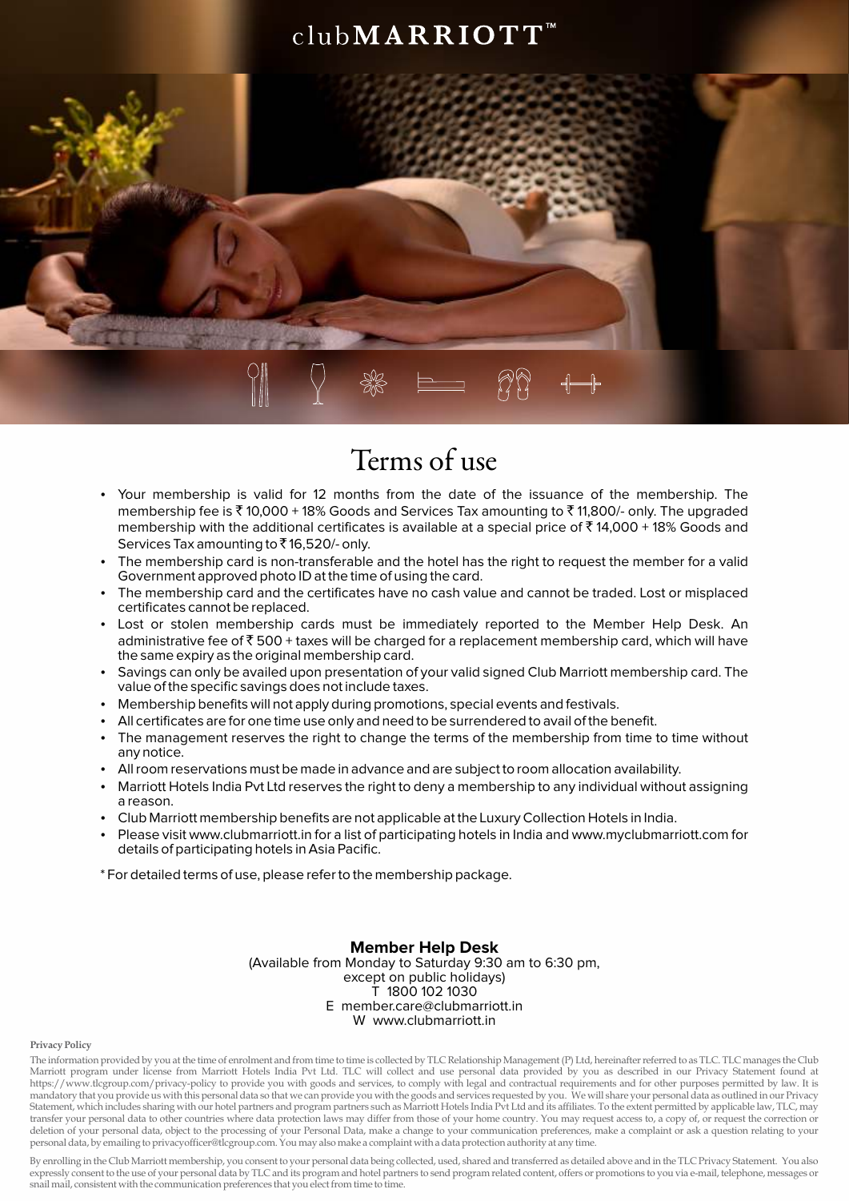clubMARRIOTT™

# Terms of use

- Your membership is valid for 12 months from the date of the issuance of the membership. The membership fee is ₹ 10,000 + 18% Goods and Services Tax amounting to ₹ 11,800/- only. The upgraded membership with the additional certificates is available at a special price of ₹ 14,000 + 18% Goods and Services Tax amounting to ₹ 16,520/- only.
- The membership card is non-transferable and the hotel has the right to request the member for a valid Government approved photo ID at the time of using the card.
- The membership card and the certificates have no cash value and cannot be traded. Lost or misplaced certificates cannot be replaced.
- Lost or stolen membership cards must be immediately reported to the Member Help Desk. An administrative fee of ₹ 500 + taxes will be charged for a replacement membership card, which will have the same expiry as the original membership card.
- Savings can only be availed upon presentation of your valid signed Club Marriott membership card. The value of the specific savings does not include taxes.
- Membership benefits will not apply during promotions, special events and festivals.
- All certificates are for one time use only and need to be surrendered to avail of the benefit.
- The management reserves the right to change the terms of the membership from time to time without any notice.
- All room reservations must be made in advance and are subject to room allocation availability.
- Marriott Hotels India Pvt Ltd reserves the right to deny a membership to any individual without assigning a reason.
- Club Marriott membership benefits are not applicable at the Luxury Collection Hotels in India.
- Please visit www.clubmarriott.in for a list of participating hotels in India and www.myclubmarriott.com for details of participating hotels in Asia Pacific.

* For detailed terms of use, please refer to the membership package.

**Member Help Desk**
(Available from Monday to Saturday 9:30 am to 6:30 pm,
except on public holidays)
T 1800 102 1030
E member.care@clubmarriott.in
W www.clubmarriott.in

**Privacy Policy**

The information provided by you at the time of enrolment and from time to time is collected by TLC Relationship Management (P) Ltd, hereinafter referred to as TLC. TLC manages the Club Marriott program under license from Marriott Hotels India Pvt Ltd. TLC will collect and use personal data provided by you as described in our Privacy Statement found at https://www.tlcgroup.com/privacy-policy to provide you with goods and services, to comply with legal and contractual requirements and for other purposes permitted by law. It is mandatory that you provide us with this personal data so that we can provide you with the goods and services requested by you. We will share your personal data as outlined in our Privacy Statement, which includes sharing with our hotel partners and program partners such as Marriott Hotels India Pvt Ltd and its affiliates. To the extent permitted by applicable law, TLC, may transfer your personal data to other countries where data protection laws may differ from those of your home country. You may request access to, a copy of, or request the correction or deletion of your personal data, object to the processing of your Personal Data, make a change to your communication preferences, make a complaint or ask a question relating to your personal data, by emailing to privacyofficer@tlcgroup.com. You may also make a complaint with a data protection authority at any time.

By enrolling in the Club Marriott membership, you consent to your personal data being collected, used, shared and transferred as detailed above and in the TLC Privacy Statement. You also expressly consent to the use of your personal data by TLC and its program and hotel partners to send program related content, offers or promotions to you via e-mail, telephone, messages or snail mail, consistent with the communication preferences that you elect from time to time.